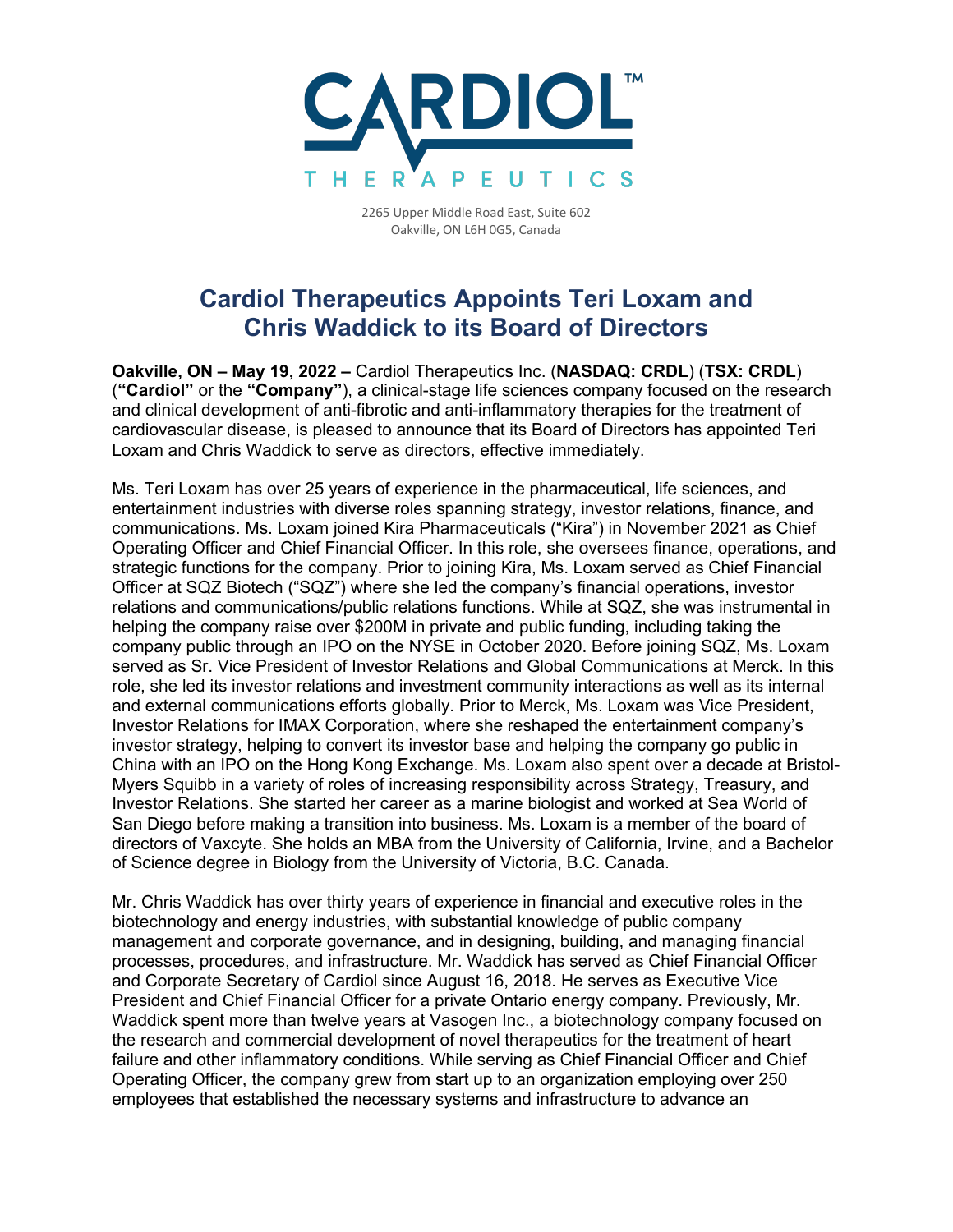CARDIOL™ THERAPEUTICS

2265 Upper Middle Road East, Suite 602
Oakville, ON L6H 0G5, Canada

# Cardiol Therapeutics Appoints Teri Loxam and Chris Waddick to its Board of Directors

**Oakville, ON – May 19, 2022 –** Cardiol Therapeutics Inc. (**NASDAQ: CRDL**) (**TSX: CRDL**) (**"Cardiol"** or the **"Company"**), a clinical-stage life sciences company focused on the research and clinical development of anti-fibrotic and anti-inflammatory therapies for the treatment of cardiovascular disease, is pleased to announce that its Board of Directors has appointed Teri Loxam and Chris Waddick to serve as directors, effective immediately.

Ms. Teri Loxam has over 25 years of experience in the pharmaceutical, life sciences, and entertainment industries with diverse roles spanning strategy, investor relations, finance, and communications. Ms. Loxam joined Kira Pharmaceuticals ("Kira") in November 2021 as Chief Operating Officer and Chief Financial Officer. In this role, she oversees finance, operations, and strategic functions for the company. Prior to joining Kira, Ms. Loxam served as Chief Financial Officer at SQZ Biotech ("SQZ") where she led the company's financial operations, investor relations and communications/public relations functions. While at SQZ, she was instrumental in helping the company raise over $200M in private and public funding, including taking the company public through an IPO on the NYSE in October 2020. Before joining SQZ, Ms. Loxam served as Sr. Vice President of Investor Relations and Global Communications at Merck. In this role, she led its investor relations and investment community interactions as well as its internal and external communications efforts globally. Prior to Merck, Ms. Loxam was Vice President, Investor Relations for IMAX Corporation, where she reshaped the entertainment company's investor strategy, helping to convert its investor base and helping the company go public in China with an IPO on the Hong Kong Exchange. Ms. Loxam also spent over a decade at Bristol-Myers Squibb in a variety of roles of increasing responsibility across Strategy, Treasury, and Investor Relations. She started her career as a marine biologist and worked at Sea World of San Diego before making a transition into business. Ms. Loxam is a member of the board of directors of Vaxcyte. She holds an MBA from the University of California, Irvine, and a Bachelor of Science degree in Biology from the University of Victoria, B.C. Canada.

Mr. Chris Waddick has over thirty years of experience in financial and executive roles in the biotechnology and energy industries, with substantial knowledge of public company management and corporate governance, and in designing, building, and managing financial processes, procedures, and infrastructure. Mr. Waddick has served as Chief Financial Officer and Corporate Secretary of Cardiol since August 16, 2018. He serves as Executive Vice President and Chief Financial Officer for a private Ontario energy company. Previously, Mr. Waddick spent more than twelve years at Vasogen Inc., a biotechnology company focused on the research and commercial development of novel therapeutics for the treatment of heart failure and other inflammatory conditions. While serving as Chief Financial Officer and Chief Operating Officer, the company grew from start up to an organization employing over 250 employees that established the necessary systems and infrastructure to advance an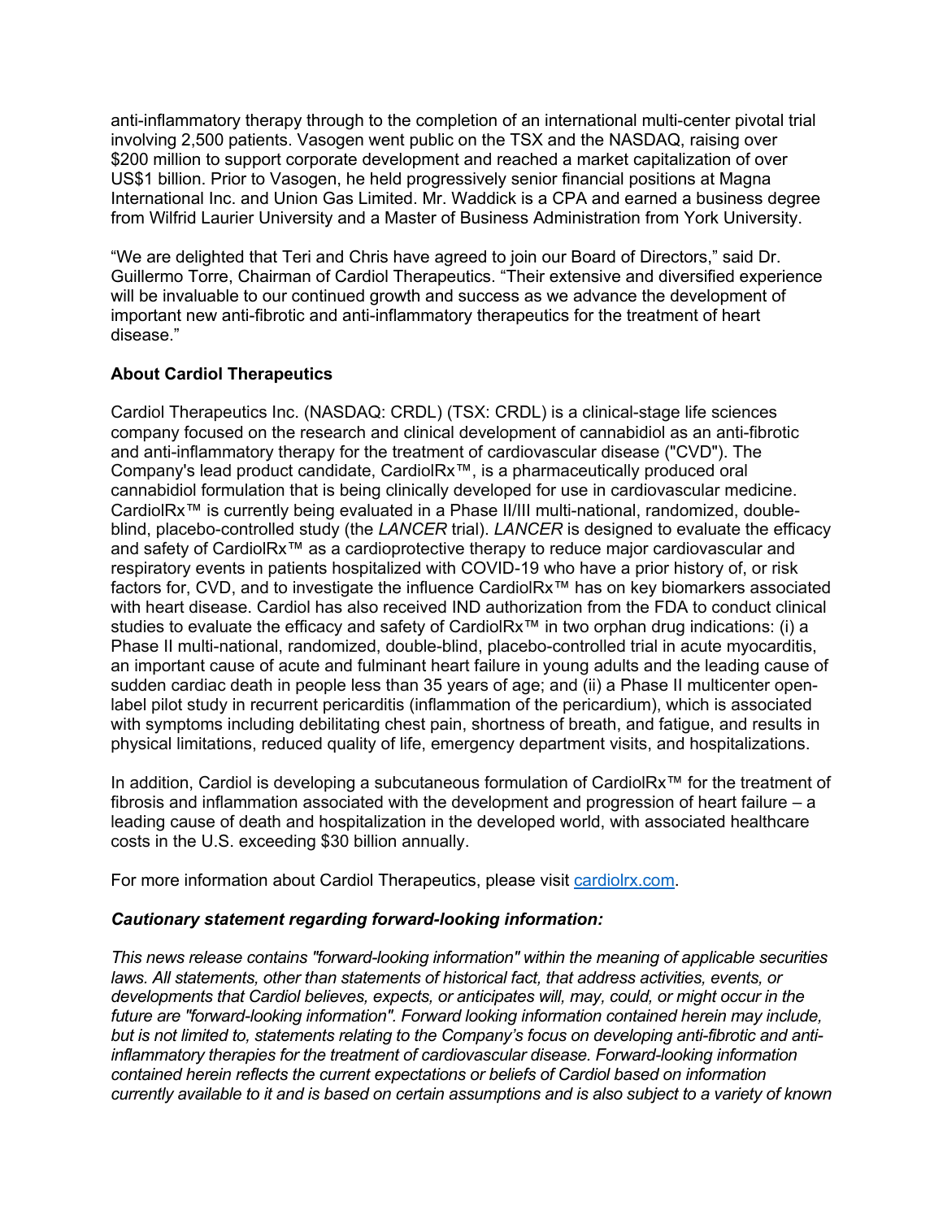anti-inflammatory therapy through to the completion of an international multi-center pivotal trial involving 2,500 patients. Vasogen went public on the TSX and the NASDAQ, raising over $200 million to support corporate development and reached a market capitalization of over US$1 billion. Prior to Vasogen, he held progressively senior financial positions at Magna International Inc. and Union Gas Limited. Mr. Waddick is a CPA and earned a business degree from Wilfrid Laurier University and a Master of Business Administration from York University.

"We are delighted that Teri and Chris have agreed to join our Board of Directors," said Dr. Guillermo Torre, Chairman of Cardiol Therapeutics. "Their extensive and diversified experience will be invaluable to our continued growth and success as we advance the development of important new anti-fibrotic and anti-inflammatory therapeutics for the treatment of heart disease."

**About Cardiol Therapeutics**

Cardiol Therapeutics Inc. (NASDAQ: CRDL) (TSX: CRDL) is a clinical-stage life sciences company focused on the research and clinical development of cannabidiol as an anti-fibrotic and anti-inflammatory therapy for the treatment of cardiovascular disease ("CVD"). The Company's lead product candidate, CardiolRx™, is a pharmaceutically produced oral cannabidiol formulation that is being clinically developed for use in cardiovascular medicine. CardiolRx™ is currently being evaluated in a Phase II/III multi-national, randomized, double-blind, placebo-controlled study (the *LANCER* trial). *LANCER* is designed to evaluate the efficacy and safety of CardiolRx™ as a cardioprotective therapy to reduce major cardiovascular and respiratory events in patients hospitalized with COVID-19 who have a prior history of, or risk factors for, CVD, and to investigate the influence CardiolRx™ has on key biomarkers associated with heart disease. Cardiol has also received IND authorization from the FDA to conduct clinical studies to evaluate the efficacy and safety of CardiolRx™ in two orphan drug indications: (i) a Phase II multi-national, randomized, double-blind, placebo-controlled trial in acute myocarditis, an important cause of acute and fulminant heart failure in young adults and the leading cause of sudden cardiac death in people less than 35 years of age; and (ii) a Phase II multicenter open-label pilot study in recurrent pericarditis (inflammation of the pericardium), which is associated with symptoms including debilitating chest pain, shortness of breath, and fatigue, and results in physical limitations, reduced quality of life, emergency department visits, and hospitalizations.

In addition, Cardiol is developing a subcutaneous formulation of CardiolRx™ for the treatment of fibrosis and inflammation associated with the development and progression of heart failure – a leading cause of death and hospitalization in the developed world, with associated healthcare costs in the U.S. exceeding $30 billion annually.

For more information about Cardiol Therapeutics, please visit cardiolrx.com.

***Cautionary statement regarding forward-looking information:***

*This news release contains "forward-looking information" within the meaning of applicable securities laws. All statements, other than statements of historical fact, that address activities, events, or developments that Cardiol believes, expects, or anticipates will, may, could, or might occur in the future are "forward-looking information". Forward looking information contained herein may include, but is not limited to, statements relating to the Company's focus on developing anti-fibrotic and anti-inflammatory therapies for the treatment of cardiovascular disease. Forward-looking information contained herein reflects the current expectations or beliefs of Cardiol based on information currently available to it and is based on certain assumptions and is also subject to a variety of known*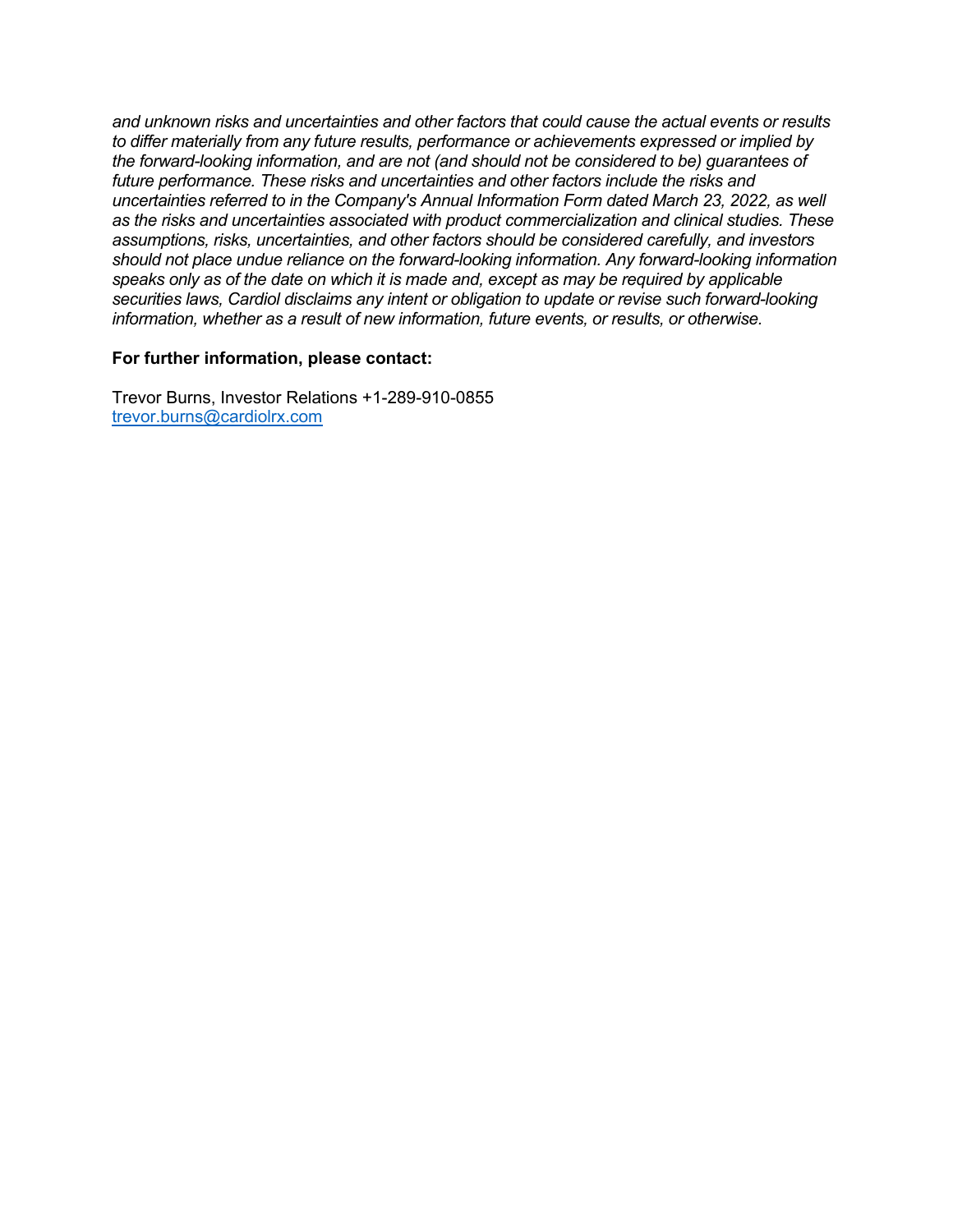*and unknown risks and uncertainties and other factors that could cause the actual events or results to differ materially from any future results, performance or achievements expressed or implied by the forward-looking information, and are not (and should not be considered to be) guarantees of future performance. These risks and uncertainties and other factors include the risks and uncertainties referred to in the Company's Annual Information Form dated March 23, 2022, as well as the risks and uncertainties associated with product commercialization and clinical studies. These assumptions, risks, uncertainties, and other factors should be considered carefully, and investors should not place undue reliance on the forward-looking information. Any forward-looking information speaks only as of the date on which it is made and, except as may be required by applicable securities laws, Cardiol disclaims any intent or obligation to update or revise such forward-looking information, whether as a result of new information, future events, or results, or otherwise.*

**For further information, please contact:**

Trevor Burns, Investor Relations +1-289-910-0855
trevor.burns@cardiolrx.com